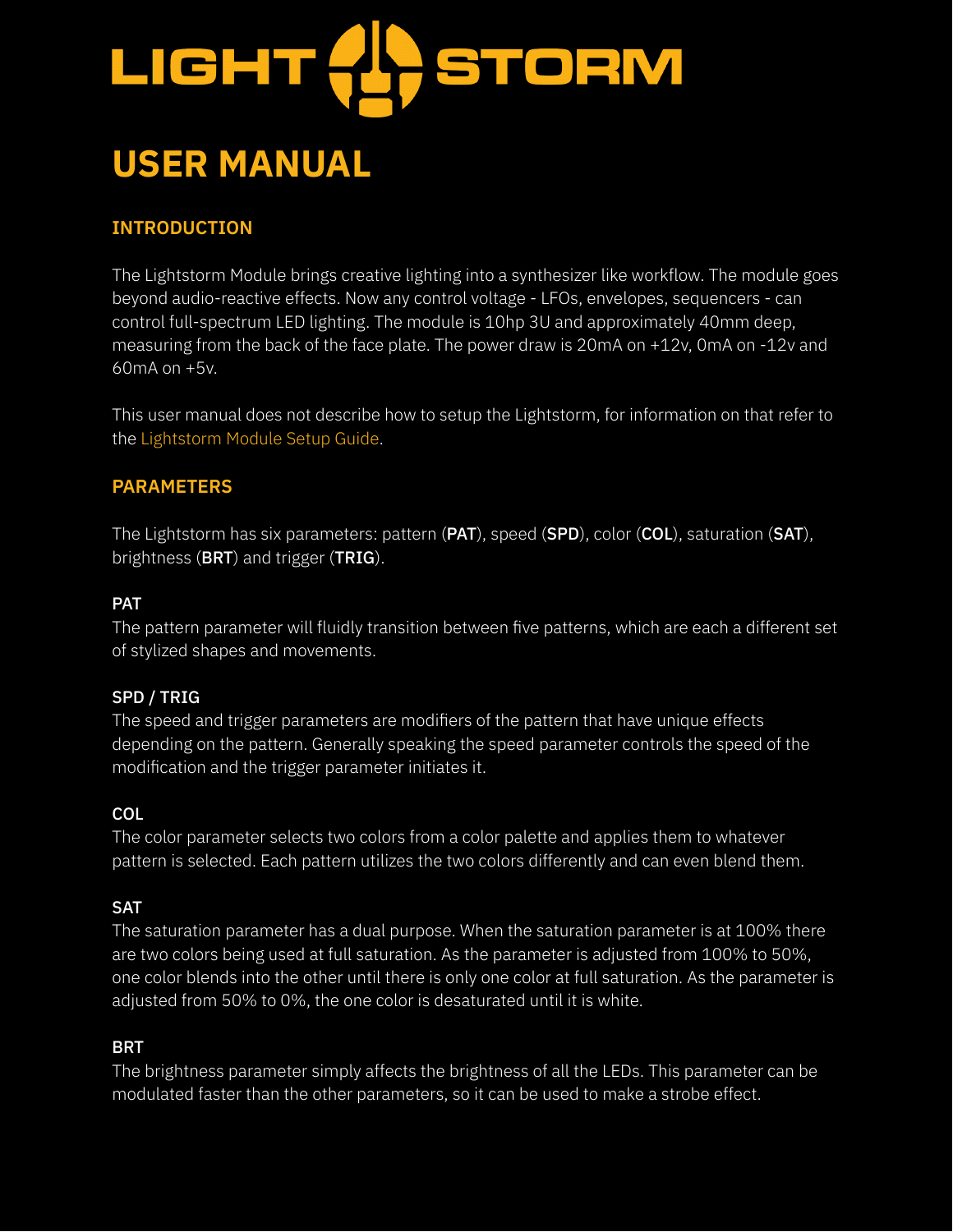# LIGHT STORM

# USER MANUAL

## INTRODUCTION

The Lightstorm Module brings creative lighting into a synthesizer like workflow. The module goes beyond audio-reactive effects. Now any control voltage - LFOs, envelopes, sequencers - can control full-spectrum LED lighting. The module is 10hp 3U and approximately 40mm deep, measuring from the back of the face plate. The power draw is 20mA on +12v, 0mA on -12v and 60mA on +5v.

This user manual does not describe how to setup the Lightstorm, for information on that refer to the Lightstorm Module Setup Guide.

## PARAMETERS

The Lightstorm has six parameters: pattern (**PAT**), speed (**SPD**), color (**COL**), saturation (**SAT**), brightness (**BRT**) and trigger (**TRIG**).

### PAT

The pattern parameter will fluidly transition between five patterns, which are each a different set of stylized shapes and movements.

### SPD / TRIG

The speed and trigger parameters are modifiers of the pattern that have unique effects depending on the pattern. Generally speaking the speed parameter controls the speed of the modification and the trigger parameter initiates it.

### COL

The color parameter selects two colors from a color palette and applies them to whatever pattern is selected. Each pattern utilizes the two colors differently and can even blend them.

### SAT

The saturation parameter has a dual purpose. When the saturation parameter is at 100% there are two colors being used at full saturation. As the parameter is adjusted from 100% to 50%, one color blends into the other until there is only one color at full saturation. As the parameter is adjusted from 50% to 0%, the one color is desaturated until it is white.

### BRT

The brightness parameter simply affects the brightness of all the LEDs. This parameter can be modulated faster than the other parameters, so it can be used to make a strobe effect.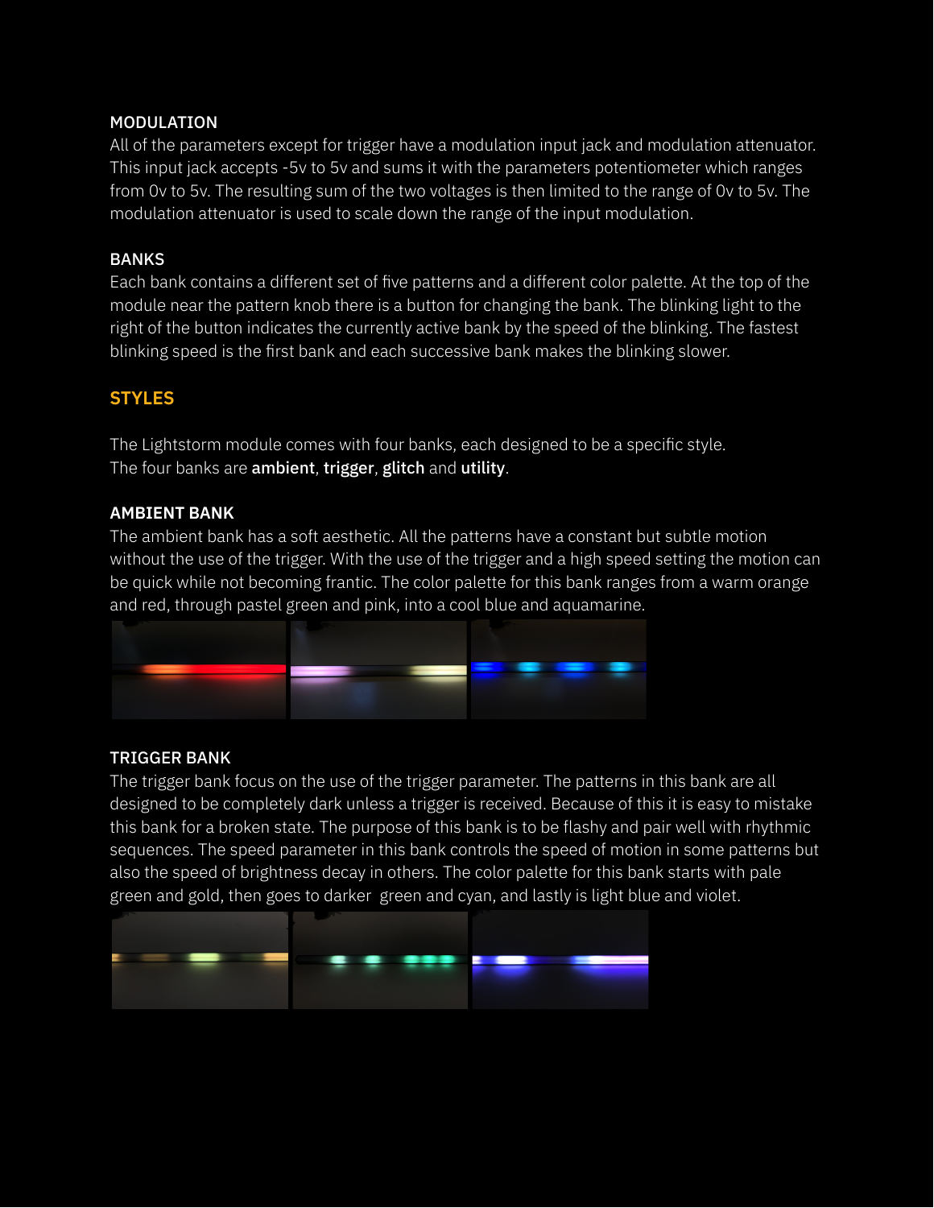### MODULATION

All of the parameters except for trigger have a modulation input jack and modulation attenuator. This input jack accepts -5v to 5v and sums it with the parameters potentiometer which ranges from 0v to 5v. The resulting sum of the two voltages is then limited to the range of 0v to 5v. The modulation attenuator is used to scale down the range of the input modulation.

### BANKS

Each bank contains a different set of five patterns and a different color palette. At the top of the module near the pattern knob there is a button for changing the bank. The blinking light to the right of the button indicates the currently active bank by the speed of the blinking. The fastest blinking speed is the first bank and each successive bank makes the blinking slower.

## STYLES

The Lightstorm module comes with four banks, each designed to be a specific style.
The four banks are **ambient**, **trigger**, **glitch** and **utility**.

### AMBIENT BANK

The ambient bank has a soft aesthetic. All the patterns have a constant but subtle motion without the use of the trigger. With the use of the trigger and a high speed setting the motion can be quick while not becoming frantic. The color palette for this bank ranges from a warm orange and red, through pastel green and pink, into a cool blue and aquamarine.

### TRIGGER BANK

The trigger bank focus on the use of the trigger parameter. The patterns in this bank are all designed to be completely dark unless a trigger is received. Because of this it is easy to mistake this bank for a broken state. The purpose of this bank is to be flashy and pair well with rhythmic sequences. The speed parameter in this bank controls the speed of motion in some patterns but also the speed of brightness decay in others. The color palette for this bank starts with pale green and gold, then goes to darker green and cyan, and lastly is light blue and violet.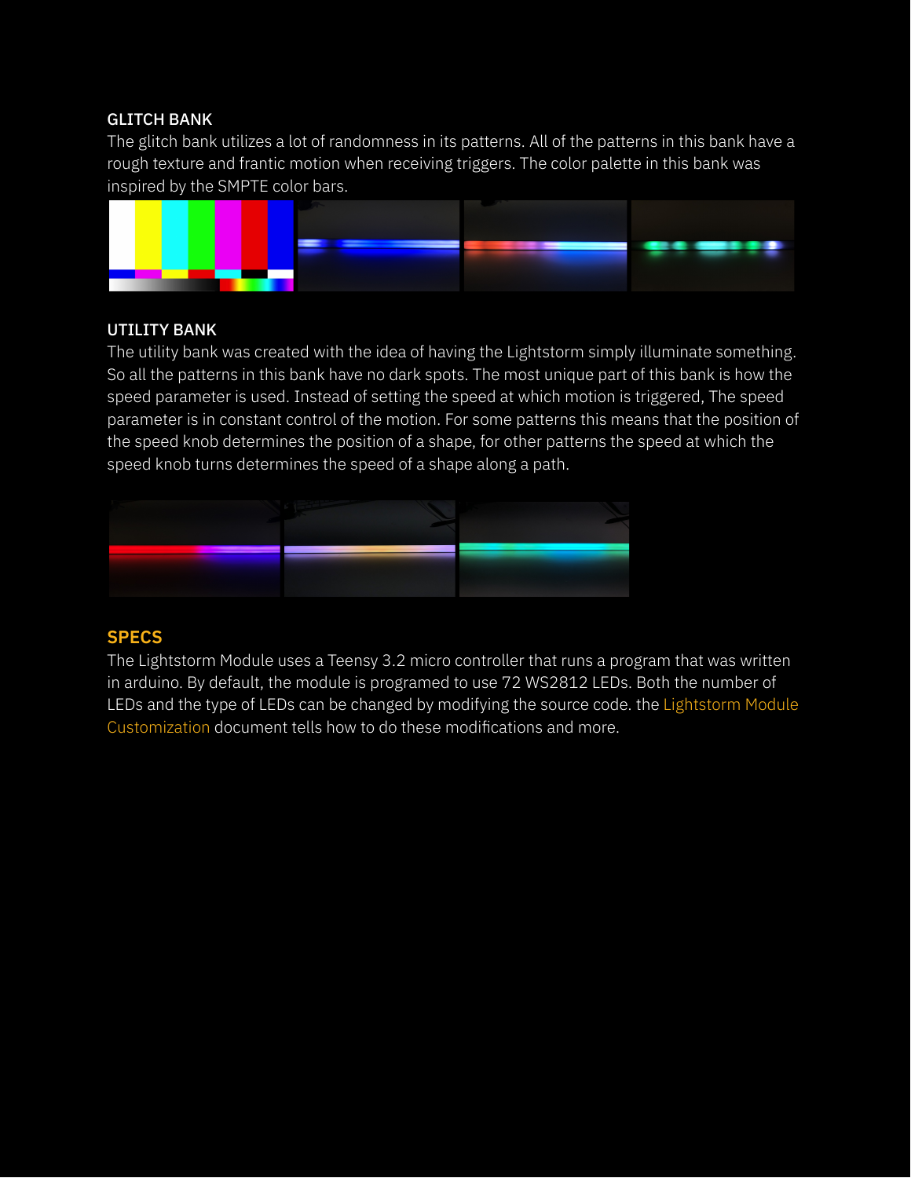## GLITCH BANK

The glitch bank utilizes a lot of randomness in its patterns. All of the patterns in this bank have a rough texture and frantic motion when receiving triggers. The color palette in this bank was inspired by the SMPTE color bars.

## UTILITY BANK

The utility bank was created with the idea of having the Lightstorm simply illuminate something. So all the patterns in this bank have no dark spots. The most unique part of this bank is how the speed parameter is used. Instead of setting the speed at which motion is triggered, The speed parameter is in constant control of the motion. For some patterns this means that the position of the speed knob determines the position of a shape, for other patterns the speed at which the speed knob turns determines the speed of a shape along a path.

## SPECS

The Lightstorm Module uses a Teensy 3.2 micro controller that runs a program that was written in arduino. By default, the module is programed to use 72 WS2812 LEDs. Both the number of LEDs and the type of LEDs can be changed by modifying the source code. the Lightstorm Module Customization document tells how to do these modifications and more.